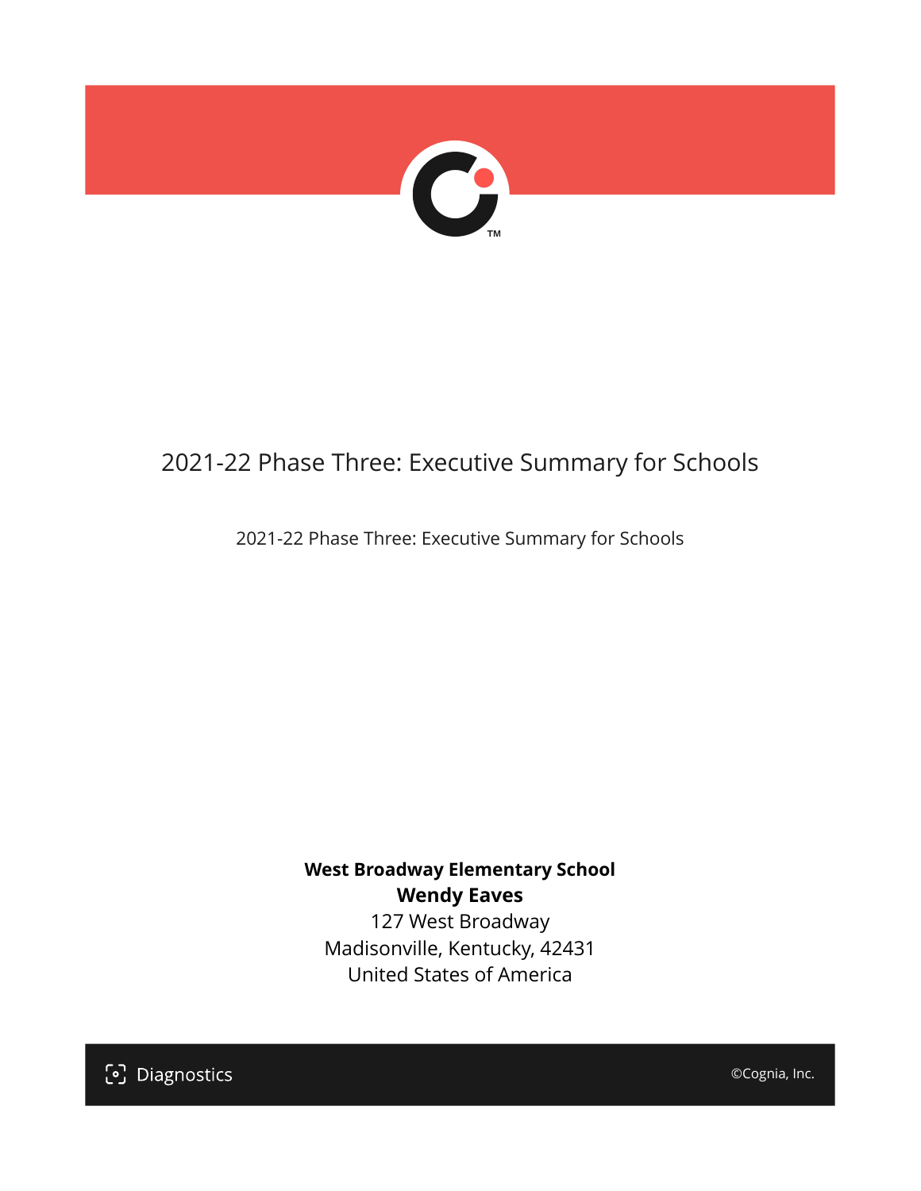# 2021-22 Phase Three: Executive Summary for Schools

2021-22 Phase Three: Executive Summary for Schools

**West Broadway Elementary School**
**Wendy Eaves**
127 West Broadway
Madisonville, Kentucky, 42431
United States of America

Diagnostics

©Cognia, Inc.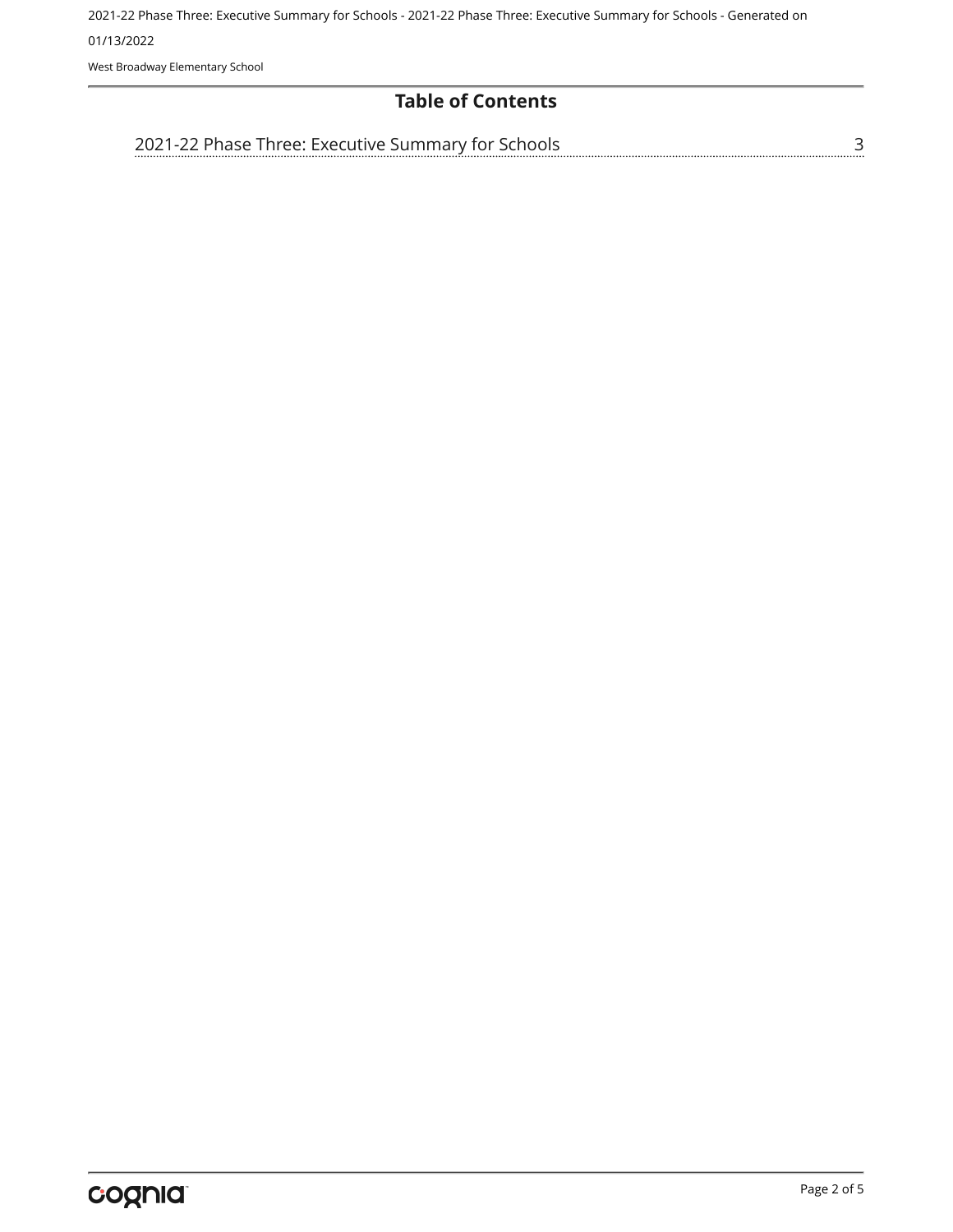## Table of Contents

2021-22 Phase Three: Executive Summary for Schools ........................................ 3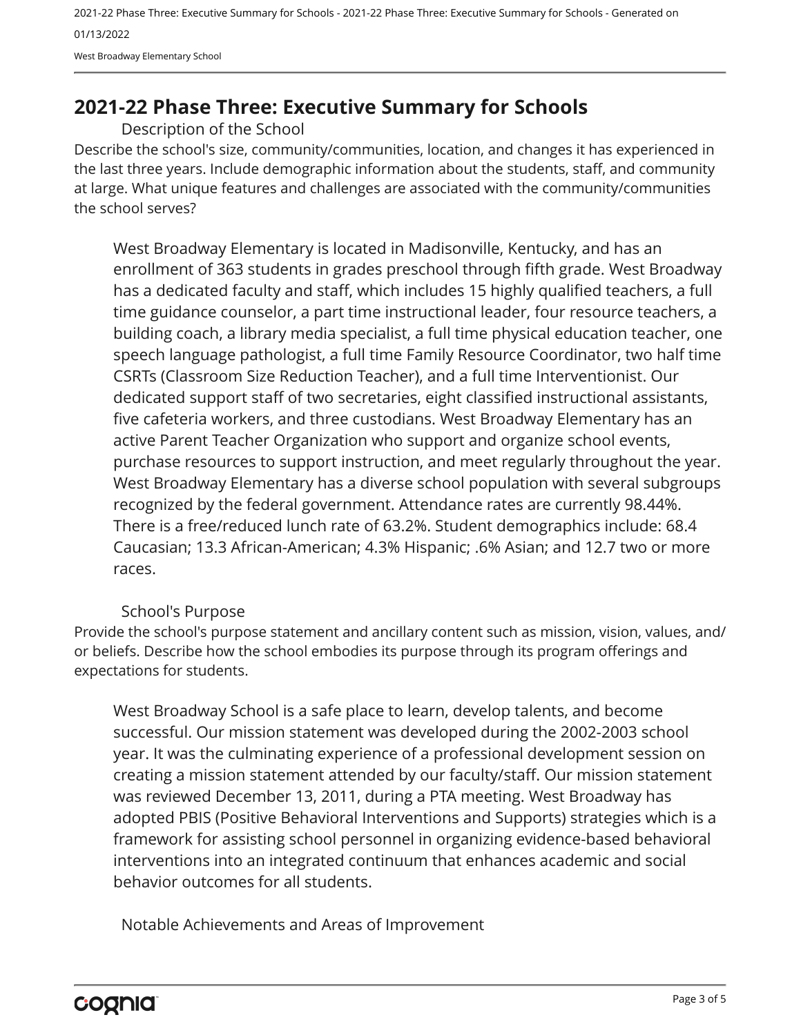## 2021-22 Phase Three: Executive Summary for Schools

### Description of the School

Describe the school's size, community/communities, location, and changes it has experienced in the last three years. Include demographic information about the students, staff, and community at large. What unique features and challenges are associated with the community/communities the school serves?

West Broadway Elementary is located in Madisonville, Kentucky, and has an enrollment of 363 students in grades preschool through fifth grade. West Broadway has a dedicated faculty and staff, which includes 15 highly qualified teachers, a full time guidance counselor, a part time instructional leader, four resource teachers, a building coach, a library media specialist, a full time physical education teacher, one speech language pathologist, a full time Family Resource Coordinator, two half time CSRTs (Classroom Size Reduction Teacher), and a full time Interventionist. Our dedicated support staff of two secretaries, eight classified instructional assistants, five cafeteria workers, and three custodians. West Broadway Elementary has an active Parent Teacher Organization who support and organize school events, purchase resources to support instruction, and meet regularly throughout the year. West Broadway Elementary has a diverse school population with several subgroups recognized by the federal government. Attendance rates are currently 98.44%. There is a free/reduced lunch rate of 63.2%. Student demographics include: 68.4 Caucasian; 13.3 African-American; 4.3% Hispanic; .6% Asian; and 12.7 two or more races.

### School's Purpose

Provide the school's purpose statement and ancillary content such as mission, vision, values, and/or beliefs. Describe how the school embodies its purpose through its program offerings and expectations for students.

West Broadway School is a safe place to learn, develop talents, and become successful. Our mission statement was developed during the 2002-2003 school year. It was the culminating experience of a professional development session on creating a mission statement attended by our faculty/staff. Our mission statement was reviewed December 13, 2011, during a PTA meeting. West Broadway has adopted PBIS (Positive Behavioral Interventions and Supports) strategies which is a framework for assisting school personnel in organizing evidence-based behavioral interventions into an integrated continuum that enhances academic and social behavior outcomes for all students.

### Notable Achievements and Areas of Improvement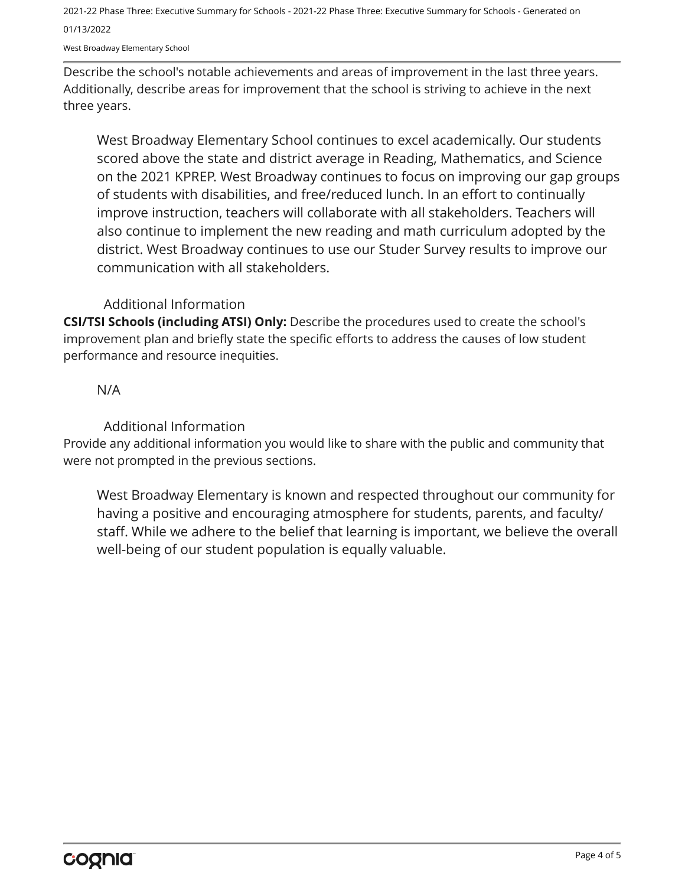Describe the school's notable achievements and areas of improvement in the last three years. Additionally, describe areas for improvement that the school is striving to achieve in the next three years.

West Broadway Elementary School continues to excel academically. Our students scored above the state and district average in Reading, Mathematics, and Science on the 2021 KPREP. West Broadway continues to focus on improving our gap groups of students with disabilities, and free/reduced lunch. In an effort to continually improve instruction, teachers will collaborate with all stakeholders. Teachers will also continue to implement the new reading and math curriculum adopted by the district. West Broadway continues to use our Studer Survey results to improve our communication with all stakeholders.

### Additional Information

**CSI/TSI Schools (including ATSI) Only:** Describe the procedures used to create the school's improvement plan and briefly state the specific efforts to address the causes of low student performance and resource inequities.

N/A

### Additional Information

Provide any additional information you would like to share with the public and community that were not prompted in the previous sections.

West Broadway Elementary is known and respected throughout our community for having a positive and encouraging atmosphere for students, parents, and faculty/staff. While we adhere to the belief that learning is important, we believe the overall well-being of our student population is equally valuable.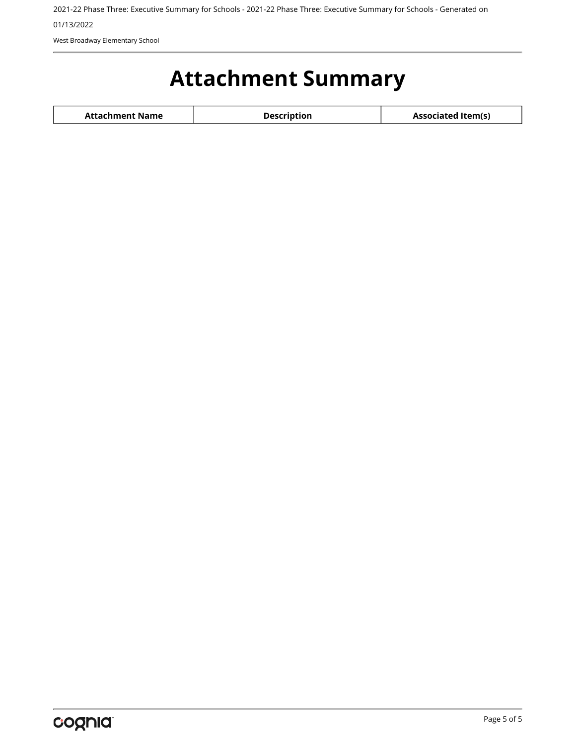# Attachment Summary

| Attachment Name | Description | Associated Item(s) |
| --- | --- | --- |